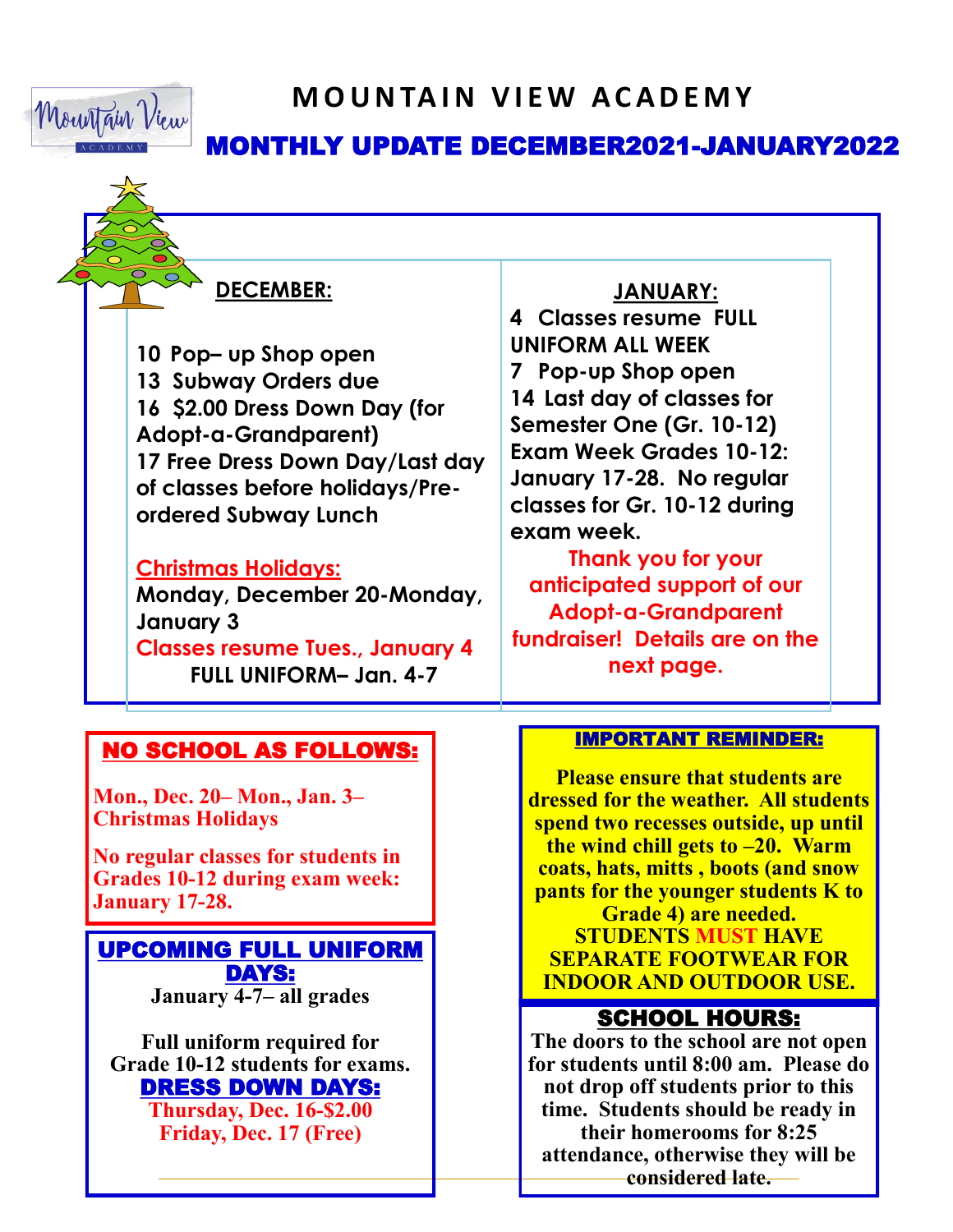# MOUNTAIN VIEW ACADEMY

## MONTHLY UPDATE DECEMBER2021-JANUARY2022

### DECEMBER:

10 Pop– up Shop open
13 Subway Orders due
16 $2.00 Dress Down Day (for Adopt-a-Grandparent)
17 Free Dress Down Day/Last day of classes before holidays/Pre-ordered Subway Lunch

**Christmas Holidays:**
Monday, December 20-Monday, January 3
Classes resume Tues., January 4
FULL UNIFORM– Jan. 4-7

### JANUARY:

4 Classes resume FULL UNIFORM ALL WEEK
7 Pop-up Shop open
14 Last day of classes for Semester One (Gr. 10-12)
Exam Week Grades 10-12: January 17-28. No regular classes for Gr. 10-12 during exam week.

Thank you for your anticipated support of our Adopt-a-Grandparent fundraiser! Details are on the next page.

### NO SCHOOL AS FOLLOWS:

Mon., Dec. 20– Mon., Jan. 3– Christmas Holidays

No regular classes for students in Grades 10-12 during exam week: January 17-28.

### UPCOMING FULL UNIFORM DAYS:

January 4-7– all grades

Full uniform required for Grade 10-12 students for exams.

### DRESS DOWN DAYS:

Thursday, Dec. 16-$2.00
Friday, Dec. 17 (Free)

### IMPORTANT REMINDER:

**Please ensure that students are dressed for the weather. All students spend two recesses outside, up until the wind chill gets to –20. Warm coats, hats, mitts , boots (and snow pants for the younger students K to Grade 4) are needed. STUDENTS MUST HAVE SEPARATE FOOTWEAR FOR INDOOR AND OUTDOOR USE.**

### SCHOOL HOURS:

**The doors to the school are not open for students until 8:00 am. Please do not drop off students prior to this time. Students should be ready in their homerooms for 8:25 attendance, otherwise they will be considered late.**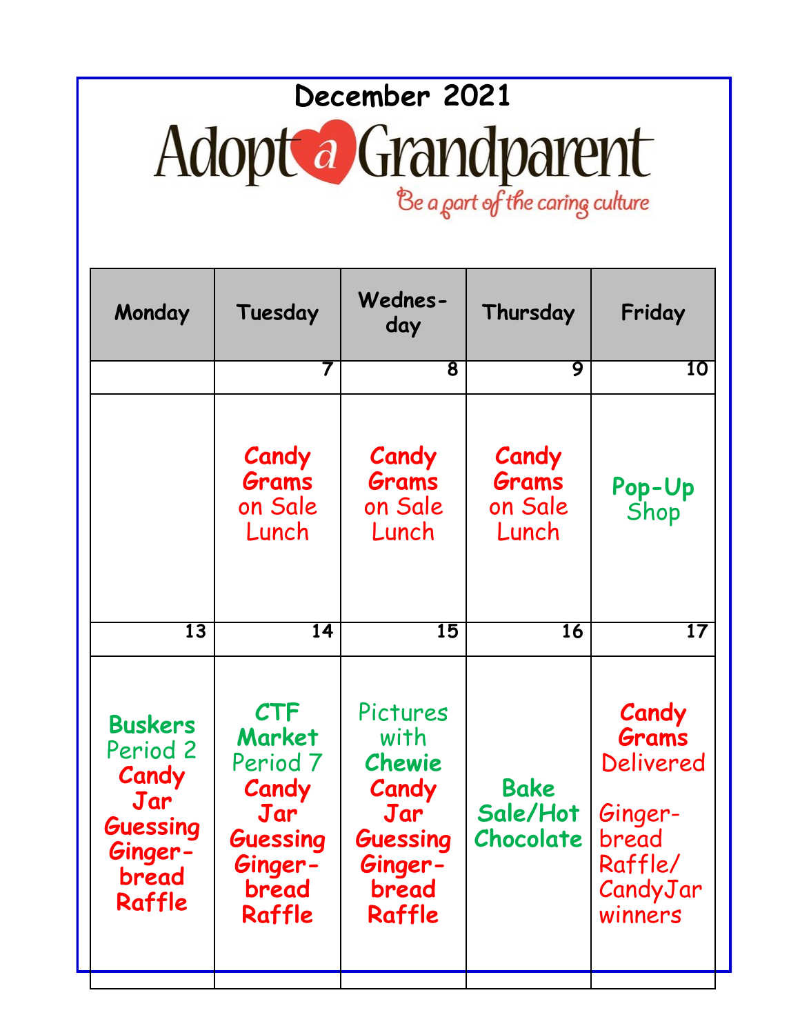# December 2021

## Adopt a Grandparent

*Be a part of the caring culture*

| Monday | Tuesday | Wednes-day | Thursday | Friday |
|---|---|---|---|---|
| | 7 | 8 | 9 | 10 |
| | **Candy Grams** on Sale Lunch | **Candy Grams** on Sale Lunch | **Candy Grams** on Sale Lunch | **Pop-Up** Shop |
| 13 | 14 | 15 | 16 | 17 |
| **Buskers** Period 2 **Candy Jar Guessing Ginger-bread Raffle** | **CTF Market** Period 7 **Candy Jar Guessing Ginger-bread Raffle** | Pictures with **Chewie Candy Jar Guessing Ginger-bread Raffle** | **Bake Sale/Hot Chocolate** | **Candy Grams** Delivered Ginger-bread Raffle/ CandyJar winners |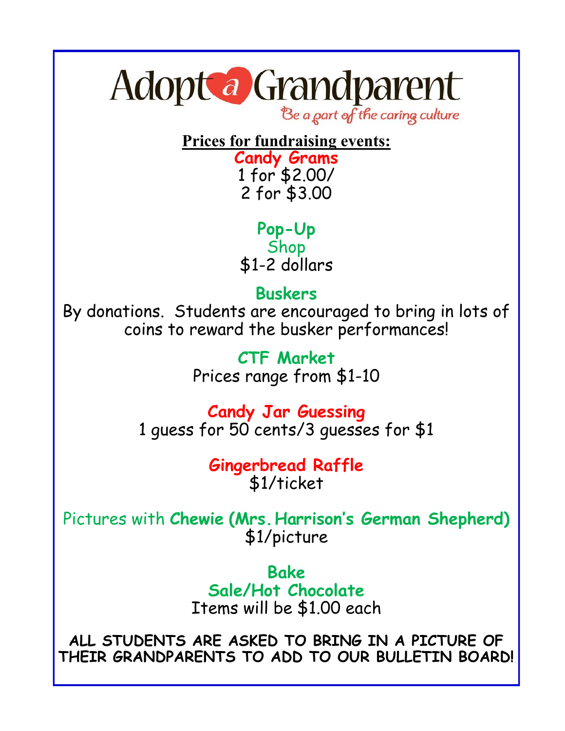# Adopt a Grandparent

*Be a part of the caring culture*

**Prices for fundraising events:**

**Candy Grams**
1 for $2.00/
2 for $3.00

**Pop-Up**
Shop
$1-2 dollars

**Buskers**
By donations. Students are encouraged to bring in lots of coins to reward the busker performances!

**CTF Market**
Prices range from $1-10

**Candy Jar Guessing**
1 guess for 50 cents/3 guesses for $1

**Gingerbread Raffle**
$1/ticket

Pictures with **Chewie (Mrs. Harrison's German Shepherd)**
$1/picture

**Bake**
**Sale/Hot Chocolate**
Items will be $1.00 each

**ALL STUDENTS ARE ASKED TO BRING IN A PICTURE OF THEIR GRANDPARENTS TO ADD TO OUR BULLETIN BOARD!**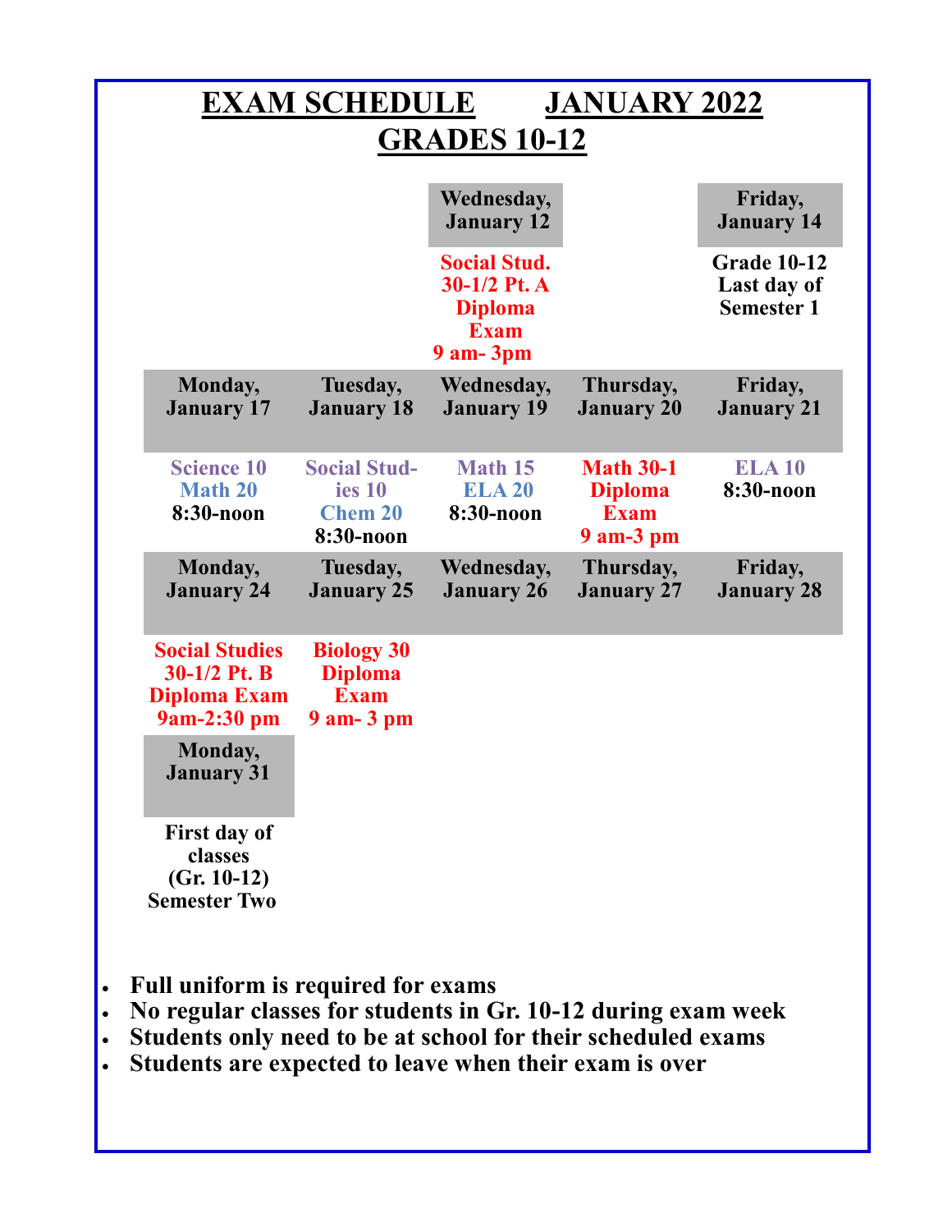# EXAM SCHEDULE JANUARY 2022
# GRADES 10-12

| Monday | Tuesday | Wednesday | Thursday | Friday |
|---|---|---|---|---|
| | | **Wednesday, January 12** | | **Friday, January 14** |
| | | **Social Stud. 30-1/2 Pt. A Diploma Exam 9 am- 3pm** | | **Grade 10-12 Last day of Semester 1** |
| **Monday, January 17** | **Tuesday, January 18** | **Wednesday, January 19** | **Thursday, January 20** | **Friday, January 21** |
| **Science 10 Math 20 8:30-noon** | **Social Studies 10 Chem 20 8:30-noon** | **Math 15 ELA 20 8:30-noon** | **Math 30-1 Diploma Exam 9 am-3 pm** | **ELA 10 8:30-noon** |
| **Monday, January 24** | **Tuesday, January 25** | **Wednesday, January 26** | **Thursday, January 27** | **Friday, January 28** |
| **Social Studies 30-1/2 Pt. B Diploma Exam 9am-2:30 pm** | **Biology 30 Diploma Exam 9 am- 3 pm** | | | |
| **Monday, January 31** | | | | |
| **First day of classes (Gr. 10-12) Semester Two** | | | | |

- **Full uniform is required for exams**
- **No regular classes for students in Gr. 10-12 during exam week**
- **Students only need to be at school for their scheduled exams**
- **Students are expected to leave when their exam is over**